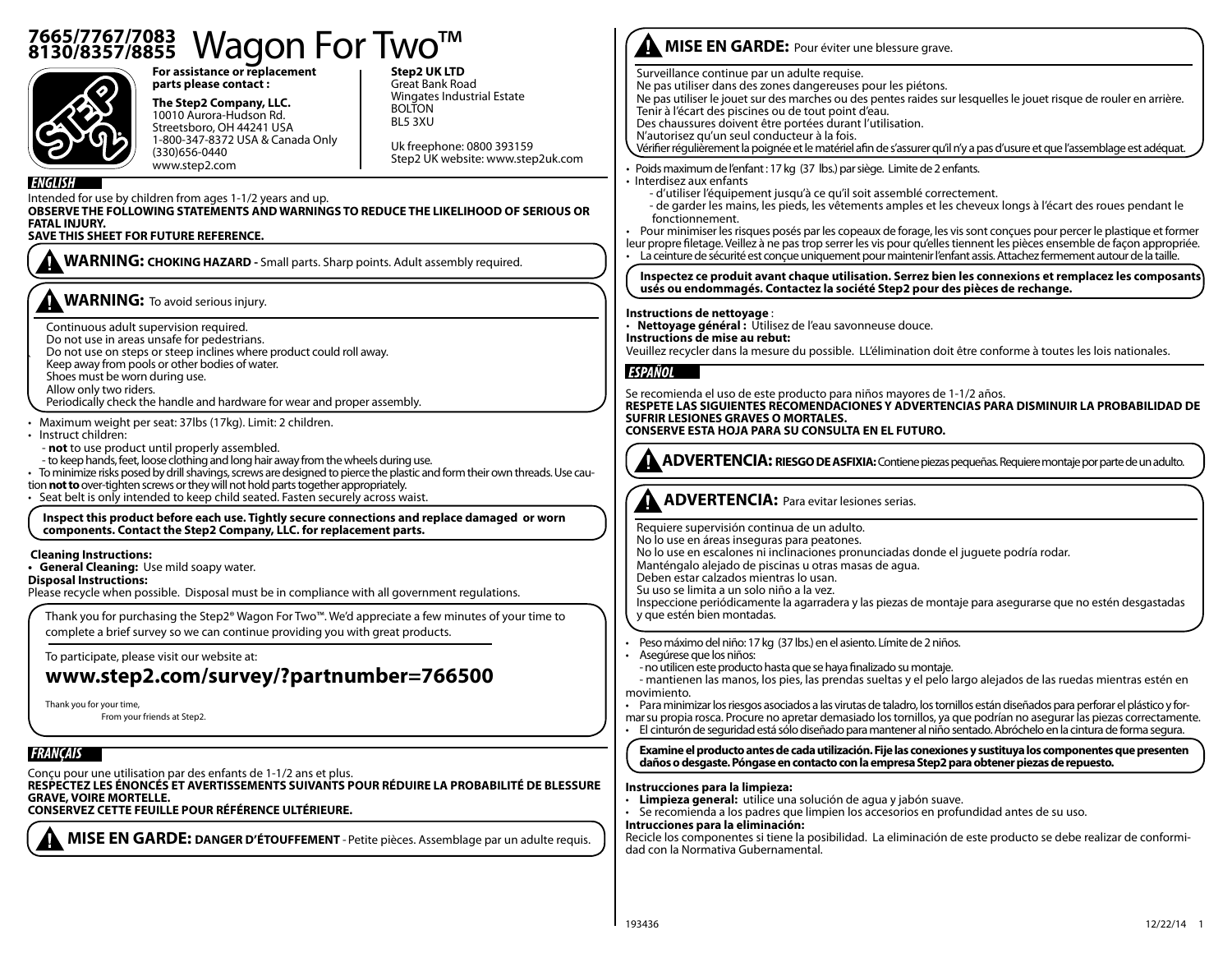# 7665/7767/7083 8130/8357/8855 Wagon For Two™

**For assistance or replacement parts please contact :**

**The Step2 Company, LLC.**
10010 Aurora-Hudson Rd.
Streetsboro, OH 44241 USA
1-800-347-8372 USA & Canada Only
(330)656-0440
www.step2.com

**Step2 UK LTD**
Great Bank Road
Wingates Industrial Estate
BOLTON
BL5 3XU

Uk freephone: 0800 393159
Step2 UK website: www.step2uk.com

## ENGLISH

Intended for use by children from ages 1-1/2 years and up.
**OBSERVE THE FOLLOWING STATEMENTS AND WARNINGS TO REDUCE THE LIKELIHOOD OF SERIOUS OR FATAL INJURY.**
**SAVE THIS SHEET FOR FUTURE REFERENCE.**

**WARNING: CHOKING HAZARD -** Small parts. Sharp points. Adult assembly required.

**WARNING:** To avoid serious injury.

Continuous adult supervision required.
Do not use in areas unsafe for pedestrians.
Do not use on steps or steep inclines where product could roll away.
Keep away from pools or other bodies of water.
Shoes must be worn during use.
Allow only two riders.
Periodically check the handle and hardware for wear and proper assembly.

- Maximum weight per seat: 37lbs (17kg). Limit: 2 children.
- Instruct children:
  - **not** to use product until properly assembled.
  - to keep hands, feet, loose clothing and long hair away from the wheels during use.
- To minimize risks posed by drill shavings, screws are designed to pierce the plastic and form their own threads. Use caution **not to** over-tighten screws or they will not hold parts together appropriately.
- Seat belt is only intended to keep child seated. Fasten securely across waist.

**Inspect this product before each use. Tightly secure connections and replace damaged or worn components. Contact the Step2 Company, LLC. for replacement parts.**

**Cleaning Instructions:**
- **General Cleaning:** Use mild soapy water.

**Disposal Instructions:**
Please recycle when possible. Disposal must be in compliance with all government regulations.

Thank you for purchasing the Step2® Wagon For Two™. We'd appreciate a few minutes of your time to complete a brief survey so we can continue providing you with great products.

To participate, please visit our website at:

**www.step2.com/survey/?partnumber=766500**

Thank you for your time,
From your friends at Step2.

## FRANÇAIS

Conçu pour une utilisation par des enfants de 1-1/2 ans et plus.
**RESPECTEZ LES ÉNONCÉS ET AVERTISSEMENTS SUIVANTS POUR RÉDUIRE LA PROBABILITÉ DE BLESSURE GRAVE, VOIRE MORTELLE.**
**CONSERVEZ CETTE FEUILLE POUR RÉFÉRENCE ULTÉRIEURE.**

**MISE EN GARDE: DANGER D'ÉTOUFFEMENT** - Petite pièces. Assemblage par un adulte requis.

**MISE EN GARDE:** Pour éviter une blessure grave.

Surveillance continue par un adulte requise.
Ne pas utiliser dans des zones dangereuses pour les piétons.
Ne pas utiliser le jouet sur des marches ou des pentes raides sur lesquelles le jouet risque de rouler en arrière.
Tenir à l'écart des piscines ou de tout point d'eau.
Des chaussures doivent être portées durant l'utilisation.
N'autorisez qu'un seul conducteur à la fois.
Vérifier régulièrement la poignée et le matériel afin de s'assurer qu'il n'y a pas d'usure et que l'assemblage est adéquat.

- Poids maximum de l'enfant : 17 kg (37 lbs.) par siège. Limite de 2 enfants.
- Interdisez aux enfants
  - d'utiliser l'équipement jusqu'à ce qu'il soit assemblé correctement.
  - de garder les mains, les pieds, les vêtements amples et les cheveux longs à l'écart des roues pendant le fonctionnement.
- Pour minimiser les risques posés par les copeaux de forage, les vis sont conçues pour percer le plastique et former leur propre filetage. Veillez à ne pas trop serrer les vis pour qu'elles tiennent les pièces ensemble de façon appropriée.
- La ceinture de sécurité est conçue uniquement pour maintenir l'enfant assis. Attachez fermement autour de la taille.

**Inspectez ce produit avant chaque utilisation. Serrez bien les connexions et remplacez les composants usés ou endommagés. Contactez la société Step2 pour des pièces de rechange.**

**Instructions de nettoyage** :
- **Nettoyage général :** Utilisez de l'eau savonneuse douce.

**Instructions de mise au rebut:**
Veuillez recycler dans la mesure du possible. LL'élimination doit être conforme à toutes les lois nationales.

## ESPAÑOL

Se recomienda el uso de este producto para niños mayores de 1-1/2 años.
**RESPETE LAS SIGUIENTES RECOMENDACIONES Y ADVERTENCIAS PARA DISMINUIR LA PROBABILIDAD DE SUFRIR LESIONES GRAVES O MORTALES.**
**CONSERVE ESTA HOJA PARA SU CONSULTA EN EL FUTURO.**

**ADVERTENCIA: RIESGO DE ASFIXIA:** Contiene piezas pequeñas. Requiere montaje por parte de un adulto.

**ADVERTENCIA:** Para evitar lesiones serias.

Requiere supervisión continua de un adulto.
No lo use en áreas inseguras para peatones.
No lo use en escalones ni inclinaciones pronunciadas donde el juguete podría rodar.
Manténgalo alejado de piscinas u otras masas de agua.
Deben estar calzados mientras lo usan.
Su uso se limita a un solo niño a la vez.
Inspeccione periódicamente la agarradera y las piezas de montaje para asegurarse que no estén desgastadas y que estén bien montadas.

- Peso máximo del niño: 17 kg (37 lbs.) en el asiento. Límite de 2 niños.
- Asegúrese que los niños:
  - no utilicen este producto hasta que se haya finalizado su montaje.
  - mantienen las manos, los pies, las prendas sueltas y el pelo largo alejados de las ruedas mientras estén en movimiento.
- Para minimizar los riesgos asociados a las virutas de taladro, los tornillos están diseñados para perforar el plástico y formar su propia rosca. Procure no apretar demasiado los tornillos, ya que podrían no asegurar las piezas correctamente.
- El cinturón de seguridad está sólo diseñado para mantener al niño sentado. Abróchelo en la cintura de forma segura.

**Examine el producto antes de cada utilización. Fije las conexiones y sustituya los componentes que presenten daños o desgaste. Póngase en contacto con la empresa Step2 para obtener piezas de repuesto.**

**Instrucciones para la limpieza:**
- **Limpieza general:** utilice una solución de agua y jabón suave.
- Se recomienda a los padres que limpien los accesorios en profundidad antes de su uso.

**Intrucciones para la eliminación:**
Recicle los componentes si tiene la posibilidad. La eliminación de este producto se debe realizar de conformidad con la Normativa Gubernamental.

193436 12/22/14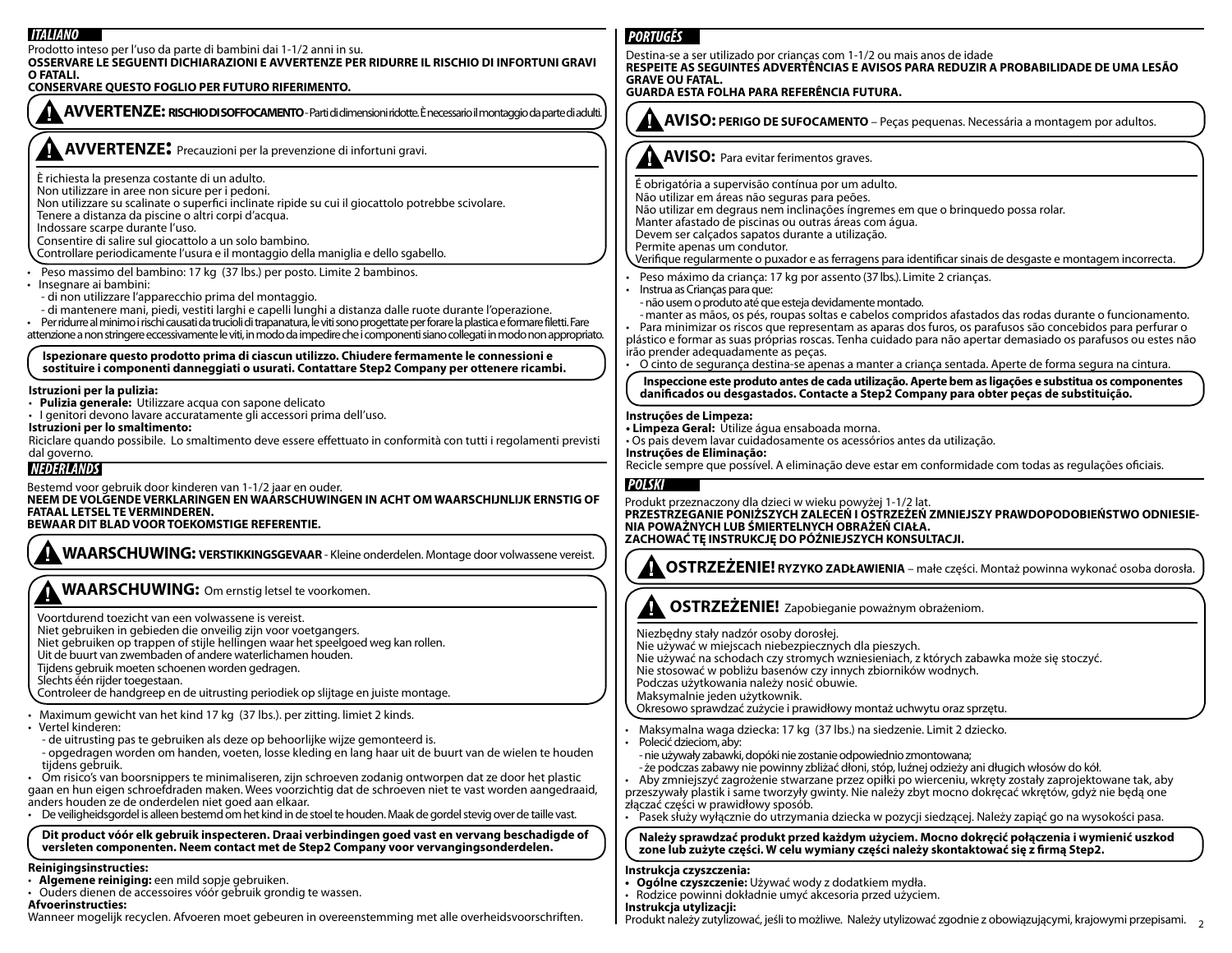## ITALIANO

Prodotto inteso per l'uso da parte di bambini dai 1-1/2 anni in su.
**OSSERVARE LE SEGUENTI DICHIARAZIONI E AVVERTENZE PER RIDURRE IL RISCHIO DI INFORTUNI GRAVI O FATALI.**
**CONSERVARE QUESTO FOGLIO PER FUTURO RIFERIMENTO.**

**AVVERTENZE: RISCHIO DI SOFFOCAMENTO** - Parti di dimensioni ridotte. È necessario il montaggio da parte di adulti.

**AVVERTENZE:** Precauzioni per la prevenzione di infortuni gravi.

È richiesta la presenza costante di un adulto.
Non utilizzare in aree non sicure per i pedoni.
Non utilizzare su scalinate o superfici inclinate ripide su cui il giocattolo potrebbe scivolare.
Tenere a distanza da piscine o altri corpi d'acqua.
Indossare scarpe durante l'uso.
Consentire di salire sul giocattolo a un solo bambino.
Controllare periodicamente l'usura e il montaggio della maniglia e dello sgabello.

- Peso massimo del bambino: 17 kg (37 lbs.) per posto. Limite 2 bambinos.
- Insegnare ai bambini:
  - di non utilizzare l'apparecchio prima del montaggio.
  - di mantenere mani, piedi, vestiti larghi e capelli lunghi a distanza dalle ruote durante l'operazione.
- Per ridurre al minimo i rischi causati da trucioli di trapanatura, le viti sono progettate per forare la plastica e formare filetti. Fare attenzione a non stringere eccessivamente le viti, in modo da impedire che i componenti siano collegati in modo non appropriato.

**Ispezionare questo prodotto prima di ciascun utilizzo. Chiudere fermamente le connessioni e sostituire i componenti danneggiati o usurati. Contattare Step2 Company per ottenere ricambi.**

**Istruzioni per la pulizia:**
- **Pulizia generale:** Utilizzare acqua con sapone delicato
- I genitori devono lavare accuratamente gli accessori prima dell'uso.

**Istruzioni per lo smaltimento:**
Riciclare quando possibile. Lo smaltimento deve essere effettuato in conformità con tutti i regolamenti previsti dal governo.

## NEDERLANDS

Bestemd voor gebruik door kinderen van 1-1/2 jaar en ouder.
**NEEM DE VOLGENDE VERKLARINGEN EN WAARSCHUWINGEN IN ACHT OM WAARSCHIJNLIJK ERNSTIG OF FATAAL LETSEL TE VERMINDEREN.**
**BEWAAR DIT BLAD VOOR TOEKOMSTIGE REFERENTIE.**

**WAARSCHUWING: VERSTIKKINGSGEVAAR** - Kleine onderdelen. Montage door volwassene vereist.

**WAARSCHUWING:** Om ernstig letsel te voorkomen.

Voortdurend toezicht van een volwassene is vereist.
Niet gebruiken in gebieden die onveilig zijn voor voetgangers.
Niet gebruiken op trappen of stijle hellingen waar het speelgoed weg kan rollen.
Uit de buurt van zwembaden of andere waterlichamen houden.
Tijdens gebruik moeten schoenen worden gedragen.
Slechts één rijder toegestaan.
Controleer de handgreep en de uitrusting periodiek op slijtage en juiste montage.

- Maximum gewicht van het kind 17 kg (37 lbs.). per zitting. limiet 2 kinds.
- Vertel kinderen:
  - de uitrusting pas te gebruiken als deze op behoorlijke wijze gemonteerd is.
  - opgedragen worden om handen, voeten, losse kleding en lang haar uit de buurt van de wielen te houden tijdens gebruik.
- Om risico's van boorsnippers te minimaliseren, zijn schroeven zodanig ontworpen dat ze door het plastic gaan en hun eigen schroefdraden maken. Wees voorzichtig dat de schroeven niet te vast worden aangedraaid, anders houden ze de onderdelen niet goed aan elkaar.
- De veiligheidsgordel is alleen bestemd om het kind in de stoel te houden. Maak de gordel stevig over de taille vast.

**Dit product vóór elk gebruik inspecteren. Draai verbindingen goed vast en vervang beschadigde of versleten componenten. Neem contact met de Step2 Company voor vervangingsonderdelen.**

**Reinigingsinstructies:**
- **Algemene reiniging:** een mild sopje gebruiken.
- Ouders dienen de accessoires vóór gebruik grondig te wassen.

**Afvoerinstructies:**
Wanneer mogelijk recyclen. Afvoeren moet gebeuren in overeenstemming met alle overheidsvoorschriften.

## PORTUGÊS

Destina-se a ser utilizado por crianças com 1-1/2 ou mais anos de idade
**RESPEITE AS SEGUINTES ADVERTÊNCIAS E AVISOS PARA REDUZIR A PROBABILIDADE DE UMA LESÃO GRAVE OU FATAL.**
**GUARDA ESTA FOLHA PARA REFERÊNCIA FUTURA.**

**AVISO: PERIGO DE SUFOCAMENTO** – Peças pequenas. Necessária a montagem por adultos.

**AVISO:** Para evitar ferimentos graves.

É obrigatória a supervisão contínua por um adulto.
Não utilizar em áreas não seguras para peões.
Não utilizar em degraus nem inclinações íngremes em que o brinquedo possa rolar.
Manter afastado de piscinas ou outras áreas com água.
Devem ser calçados sapatos durante a utilização.
Permite apenas um condutor.
Verifique regularmente o puxador e as ferragens para identificar sinais de desgaste e montagem incorrecta.

- Peso máximo da criança: 17 kg por assento (37 lbs.). Limite 2 crianças.
- Instrua as Crianças para que:
  - não usem o produto até que esteja devidamente montado.
  - manter as mãos, os pés, roupas soltas e cabelos compridos afastados das rodas durante o funcionamento.
- Para minimizar os riscos que representam as aparas dos furos, os parafusos são concebidos para perfurar o plástico e formar as suas próprias roscas. Tenha cuidado para não apertar demasiado os parafusos ou estes não irão prender adequadamente as peças.
- O cinto de segurança destina-se apenas a manter a criança sentada. Aperte de forma segura na cintura.

**Inspeccione este produto antes de cada utilização. Aperte bem as ligações e substitua os componentes danificados ou desgastados. Contacte a Step2 Company para obter peças de substituição.**

**Instruções de Limpeza:**
- **Limpeza Geral:** Utilize água ensaboada morna.
- Os pais devem lavar cuidadosamente os acessórios antes da utilização.

**Instruções de Eliminação:**
Recicle sempre que possível. A eliminação deve estar em conformidade com todas as regulações oficiais.

## POLSKI

Produkt przeznaczony dla dzieci w wieku powyżej 1-1/2 lat.
**PRZESTRZEGANIE PONIŻSZYCH ZALECEŃ I OSTRZEŻEŃ ZMNIEJSZY PRAWDOPODOBIEŃSTWO ODNIESIENIA POWAŻNYCH LUB ŚMIERTELNYCH OBRAŻEŃ CIAŁA.**
**ZACHOWAĆ TĘ INSTRUKCJĘ DO PÓŹNIEJSZYCH KONSULTACJI.**

**OSTRZEŻENIE! RYZYKO ZADŁAWIENIA** – małe części. Montaż powinna wykonać osoba dorosła.

**OSTRZEŻENIE!** Zapobieganie poważnym obrażeniom.

Niezbędny stały nadzór osoby dorosłej.
Nie używać w miejscach niebezpiecznych dla pieszych.
Nie używać na schodach czy stromych wzniesieniach, z których zabawka może się stoczyć.
Nie stosować w pobliżu basenów czy innych zbiorników wodnych.
Podczas użytkowania należy nosić obuwie.
Maksymalnie jeden użytkownik.
Okresowo sprawdzać zużycie i prawidłowy montaż uchwytu oraz sprzętu.

- Maksymalna waga dziecka: 17 kg (37 lbs.) na siedzenie. Limit 2 dziecko.
- Polecić dzieciom, aby:
  - nie używały zabawki, dopóki nie zostanie odpowiednio zmontowana;
  - że podczas zabawy nie powinny zbliżać dłoni, stóp, luźnej odzieży ani długich włosów do kół.
- Aby zmniejszyć zagrożenie stwarzane przez opiłki po wierceniu, wkręty zostały zaprojektowane tak, aby przeszywały plastik i same tworzyły gwinty. Nie należy zbyt mocno dokręcać wkrętów, gdyż nie będą one złączać części w prawidłowy sposób.
- Pasek służy wyłącznie do utrzymania dziecka w pozycji siedzącej. Należy zapiąć go na wysokości pasa.

**Należy sprawdzać produkt przed każdym użyciem. Mocno dokręcić połączenia i wymienić uszkodzone lub zużyte części. W celu wymiany części należy skontaktować się z firmą Step2.**

**Instrukcja czyszczenia:**
- **Ogólne czyszczenie:** Używać wody z dodatkiem mydła.
- Rodzice powinni dokładnie umyć akcesoria przed użyciem.

**Instrukcja utylizacji:**
Produkt należy zutylizować, jeśli to możliwe. Należy utylizować zgodnie z obowiązującymi, krajowymi przepisami.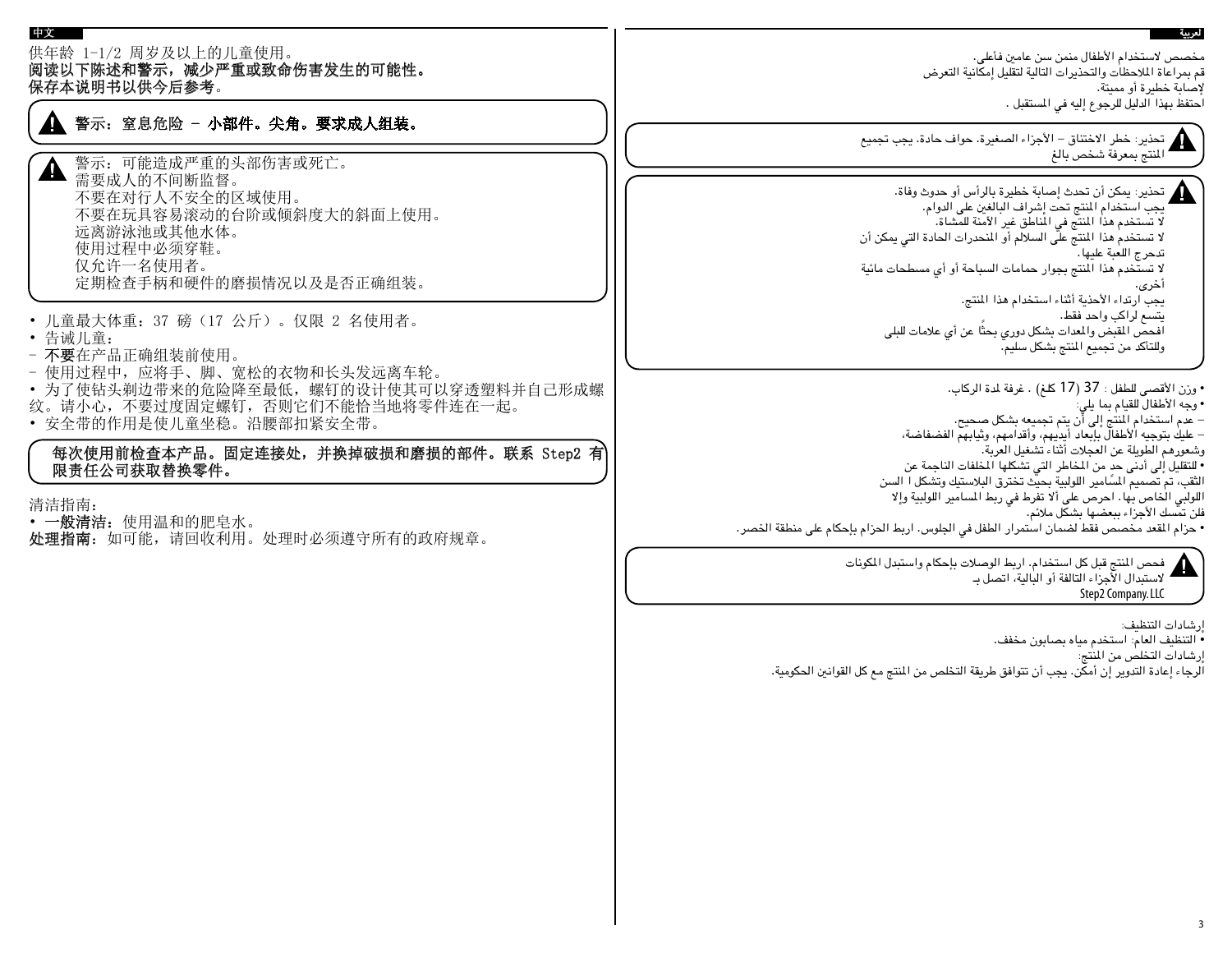## 中文

供年龄 1-1/2 周岁及以上的儿童使用。

**阅读以下陈述和警示，减少严重或致命伤害发生的可能性。**

**保存本说明书以供今后参考。**

> ⚠ **警示：窒息危险 – 小部件。尖角。要求成人组装。**

> ⚠ 警示：可能造成严重的头部伤害或死亡。
> 需要成人的不间断监督。
> 不要在对行人不安全的区域使用。
> 不要在玩具容易滚动的台阶或倾斜度大的斜面上使用。
> 远离游泳池或其他水体。
> 使用过程中必须穿鞋。
> 仅允许一名使用者。
> 定期检查手柄和硬件的磨损情况以及是否正确组装。

- 儿童最大体重：37 磅（17 公斤）。仅限 2 名使用者。
- 告诫儿童：
  - **不要**在产品正确组装前使用。
  - 使用过程中，应将手、脚、宽松的衣物和长头发远离车轮。
- 为了使钻头剃边带来的危险降至最低，螺钉的设计使其可以穿透塑料并自己形成螺纹。请小心，不要过度固定螺钉，否则它们不能恰当地将零件连在一起。
- 安全带的作用是使儿童坐稳。沿腰部扣紧安全带。

> **每次使用前检查本产品。固定连接处，并换掉破损和磨损的部件。联系 Step2 有限责任公司获取替换零件。**

清洁指南：
- **一般清洁：**使用温和的肥皂水。

**处理指南：**如可能，请回收利用。处理时必须遵守所有的政府规章。

## العربية

مخصص لاستخدام الأطفال منمن سن عامين فأعلى.

قم بمراعاة الملاحظات والتحذيرات التالية لتقليل إمكانية التعرض لإصابة خطيرة أو مميتة.

احتفظ بهذا الدليل للرجوع إليه في المستقبل .

> ⚠ تحذير: خطر الاختناق – الأجزاء الصغيرة. حواف حادة. يجب تجميع المنتج بمعرفة شخص بالغ

> ⚠ تحذير: يمكن أن تحدث إصابة خطيرة بالرأس أو حدوث وفاة.
> يجب استخدام المنتج تحت إشراف البالغين على الدوام.
> لا تستخدم هذا المنتج في المناطق غير الآمنة للمشاة.
> لا تستخدم هذا المنتج على السلالم أو المنحدرات الحادة التي يمكن أن تدحرج اللعبة عليها.
> لا تستخدم هذا المنتج بجوار حمامات السباحة أو أي مسطحات مائية أخرى.
> يجب ارتداء الأحذية أثناء استخدام هذا المنتج.
> يتسع لراكب واحد فقط.
> افحص المقبض والمعدات بشكل دوري بحثًا عن أي علامات للبلى وللتأكد من تجميع المنتج بشكل سليم.

- وزن الأقصى للطفل : 37 (17 كلغ) . غرفة لمدة الركاب.
- وجه الأطفال للقيام بما يلي:
  - عدم استخدام المنتج إلى أن يتم تجميعه بشكل صحيح.
  - عليك بتوجيه الأطفال بإبعاد أيديهم، وأقدامهم، وثيابهم الفضفاضة، وشعورهم الطويلة عن العجلات أثناء تشغيل العربة.
- للتقليل إلى أدنى حد من المخاطر التي تشكلها المخلفات الناجمة عن الثقب، تم تصميم المسامير اللولبية بحيث تخترق البلاستيك وتشكل ا السن اللولبي الخاص بها. احرص على ألا تفرط في ربط المسامير اللولبية وإلا فلن تمسك الأجزاء ببعضها بشكل ملائم.
- حزام المقعد مخصص فقط لضمان استمرار الطفل في الجلوس. اربط الحزام بإحكام على منطقة الخصر.

> ⚠ فحص المنتج قبل كل استخدام. اربط الوصلات بإحكام واستبدل المكونات لاستبدال الأجزاء التالفة أو البالية، اتصل بـ
> Step2 Company, LLC

إرشادات التنظيف:
- التنظيف العام: استخدم مياه بصابون مخفف.

إرشادات التخلص من المنتج:

الرجاء إعادة التدوير إن أمكن. يجب أن تتوافق طريقة التخلص من المنتج مع كل القوانين الحكومية.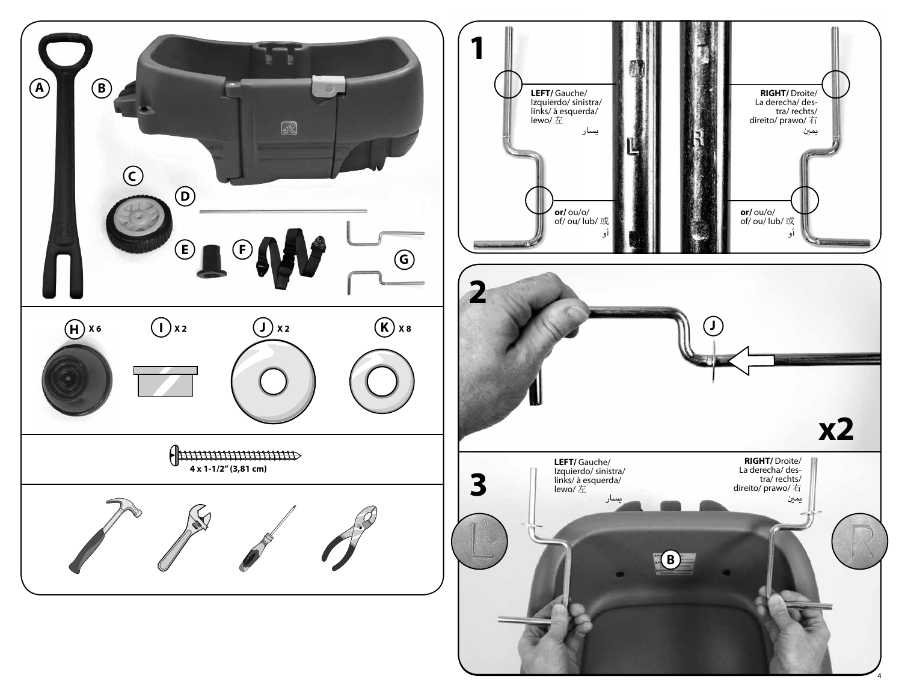A

B

C

D

E

F

G

H X 6

I X 2

J X 2

K X 8

4 x 1-1/2" (3,81 cm)

## 1

**LEFT/** Gauche/ Izquierdo/ sinistra/ links/ à esquerda/ lewo/ 左 يسار

**or/** ou/o/ of/ ou/ lub/ 或 أو

L

R

**RIGHT/** Droite/ La derecha/ destra/ rechts/ direito/ prawo/ 右 يمين

**or/** ou/o/ of/ ou/ lub/ 或 أو

## 2

J

**x2**

## 3

**LEFT/** Gauche/ Izquierdo/ sinistra/ links/ à esquerda/ lewo/ 左 يسار

**RIGHT/** Droite/ La derecha/ destra/ rechts/ direito/ prawo/ 右 يمين

B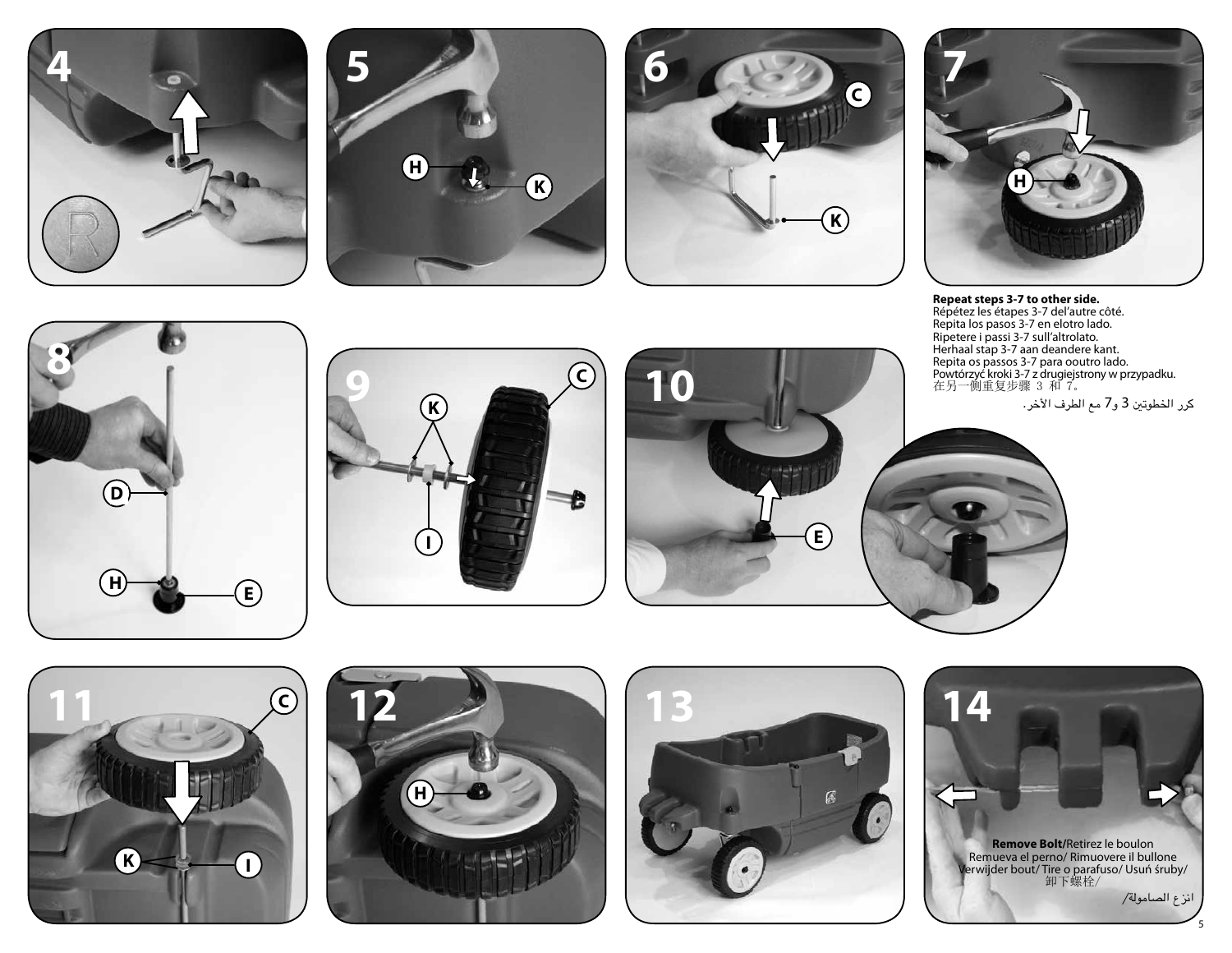4

5

6

7

**Repeat steps 3-7 to other side.**
Répétez les étapes 3-7 del'autre côté.
Repita los pasos 3-7 en elotro lado.
Ripetere i passi 3-7 sull'altrolato.
Herhaal stap 3-7 aan deandere kant.
Repita os passos 3-7 para ooutro lado.
Powtórzyć kroki 3-7 z drugiejstrony w przypadku.
在另一侧重复步骤 3 和 7。
كرر الخطوتين 3 و7 مع الطرف الآخر.

8

9

10

11

12

13

14

**Remove Bolt**/Retirez le boulon
Remueva el perno/ Rimuovere il bullone
Verwijder bout/ Tire o parafuso/ Usuń śruby/
卸下螺栓/
انزع الصامولة/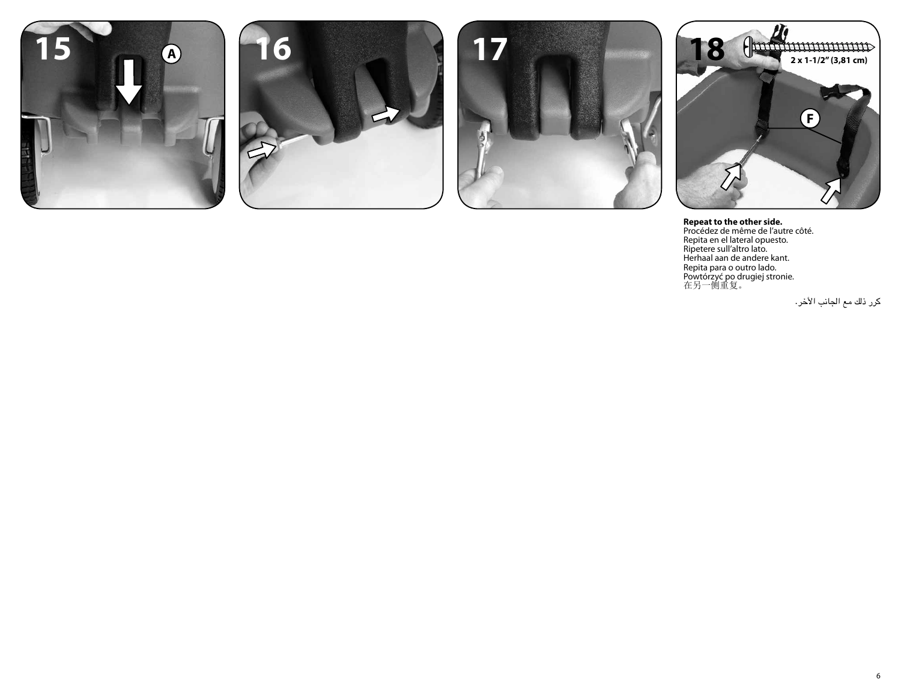15

A

16

17

18

2 x 1-1/2" (3,81 cm)

F

**Repeat to the other side.**
Procédez de même de l'autre côté.
Repita en el lateral opuesto.
Ripetere sull'altro lato.
Herhaal aan de andere kant.
Repita para o outro lado.
Powtórzyć po drugiej stronie.
在另一侧重复。

كرر ذلك مع الجانب الآخر.